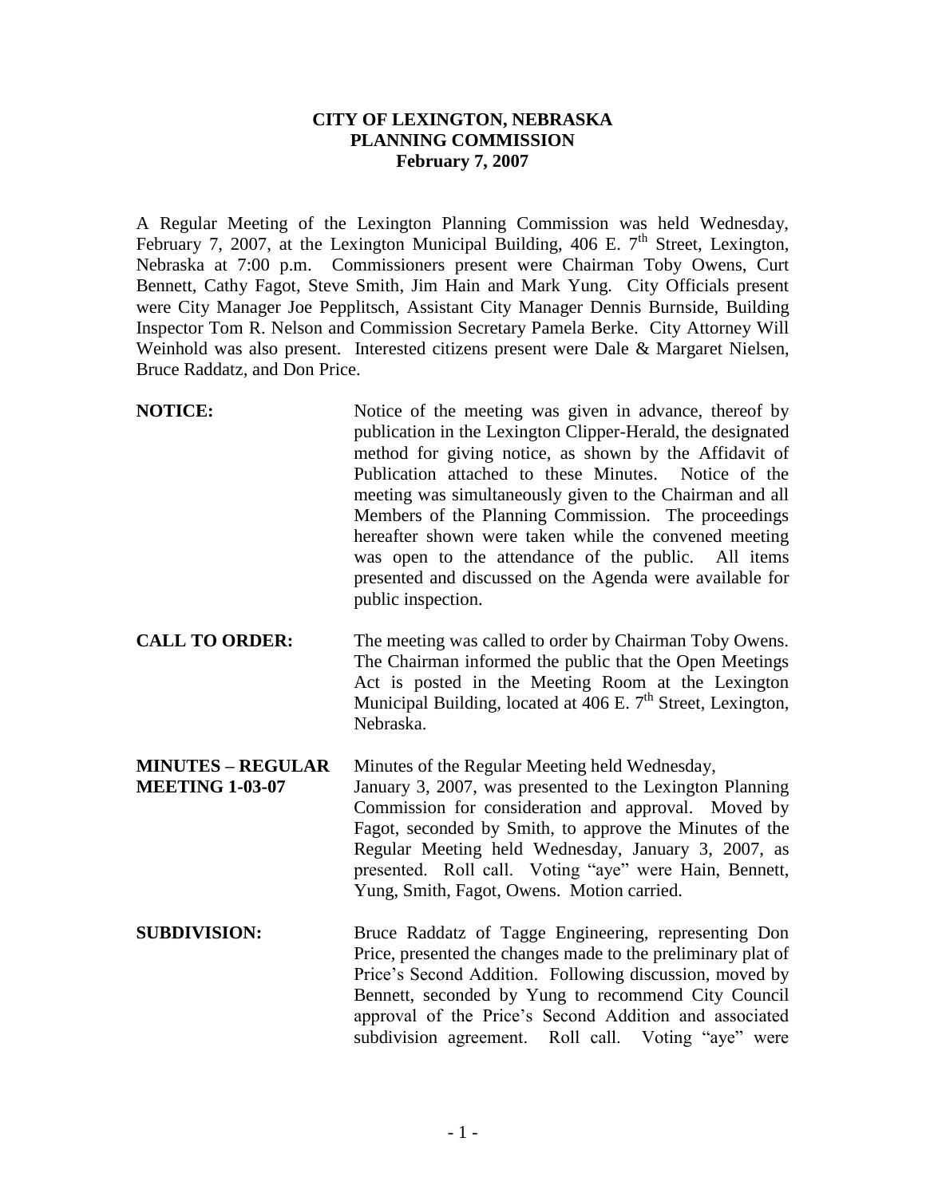**CITY OF LEXINGTON, NEBRASKA**
**PLANNING COMMISSION**
**February 7, 2007**

A Regular Meeting of the Lexington Planning Commission was held Wednesday, February 7, 2007, at the Lexington Municipal Building, 406 E. 7th Street, Lexington, Nebraska at 7:00 p.m. Commissioners present were Chairman Toby Owens, Curt Bennett, Cathy Fagot, Steve Smith, Jim Hain and Mark Yung. City Officials present were City Manager Joe Pepplitsch, Assistant City Manager Dennis Burnside, Building Inspector Tom R. Nelson and Commission Secretary Pamela Berke. City Attorney Will Weinhold was also present. Interested citizens present were Dale & Margaret Nielsen, Bruce Raddatz, and Don Price.

**NOTICE:** Notice of the meeting was given in advance, thereof by publication in the Lexington Clipper-Herald, the designated method for giving notice, as shown by the Affidavit of Publication attached to these Minutes. Notice of the meeting was simultaneously given to the Chairman and all Members of the Planning Commission. The proceedings hereafter shown were taken while the convened meeting was open to the attendance of the public. All items presented and discussed on the Agenda were available for public inspection.

**CALL TO ORDER:** The meeting was called to order by Chairman Toby Owens. The Chairman informed the public that the Open Meetings Act is posted in the Meeting Room at the Lexington Municipal Building, located at 406 E. 7th Street, Lexington, Nebraska.

**MINUTES – REGULAR MEETING 1-03-07:** Minutes of the Regular Meeting held Wednesday, January 3, 2007, was presented to the Lexington Planning Commission for consideration and approval. Moved by Fagot, seconded by Smith, to approve the Minutes of the Regular Meeting held Wednesday, January 3, 2007, as presented. Roll call. Voting "aye" were Hain, Bennett, Yung, Smith, Fagot, Owens. Motion carried.

**SUBDIVISION:** Bruce Raddatz of Tagge Engineering, representing Don Price, presented the changes made to the preliminary plat of Price's Second Addition. Following discussion, moved by Bennett, seconded by Yung to recommend City Council approval of the Price's Second Addition and associated subdivision agreement. Roll call. Voting "aye" were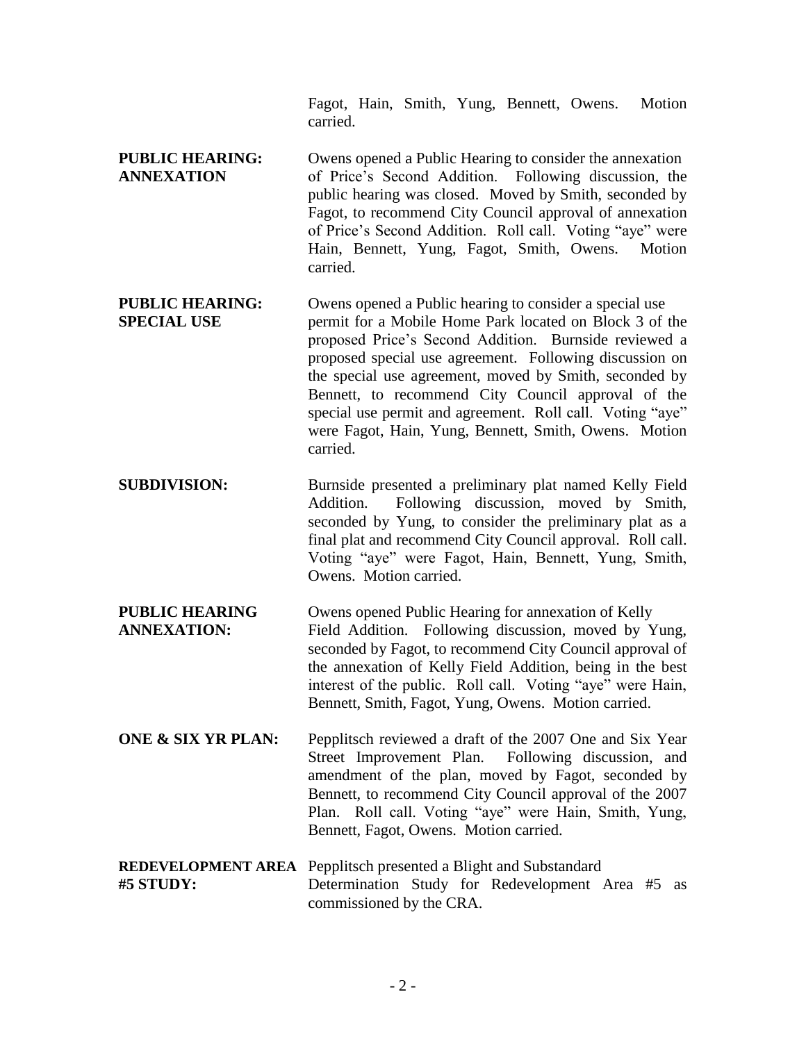Fagot, Hain, Smith, Yung, Bennett, Owens. Motion carried.

**PUBLIC HEARING: ANNEXATION**

Owens opened a Public Hearing to consider the annexation of Price's Second Addition. Following discussion, the public hearing was closed. Moved by Smith, seconded by Fagot, to recommend City Council approval of annexation of Price's Second Addition. Roll call. Voting "aye" were Hain, Bennett, Yung, Fagot, Smith, Owens. Motion carried.

**PUBLIC HEARING: SPECIAL USE**

Owens opened a Public hearing to consider a special use permit for a Mobile Home Park located on Block 3 of the proposed Price's Second Addition. Burnside reviewed a proposed special use agreement. Following discussion on the special use agreement, moved by Smith, seconded by Bennett, to recommend City Council approval of the special use permit and agreement. Roll call. Voting "aye" were Fagot, Hain, Yung, Bennett, Smith, Owens. Motion carried.

**SUBDIVISION:**

Burnside presented a preliminary plat named Kelly Field Addition. Following discussion, moved by Smith, seconded by Yung, to consider the preliminary plat as a final plat and recommend City Council approval. Roll call. Voting "aye" were Fagot, Hain, Bennett, Yung, Smith, Owens. Motion carried.

**PUBLIC HEARING ANNEXATION:**

Owens opened Public Hearing for annexation of Kelly Field Addition. Following discussion, moved by Yung, seconded by Fagot, to recommend City Council approval of the annexation of Kelly Field Addition, being in the best interest of the public. Roll call. Voting "aye" were Hain, Bennett, Smith, Fagot, Yung, Owens. Motion carried.

**ONE & SIX YR PLAN:**

Pepplitsch reviewed a draft of the 2007 One and Six Year Street Improvement Plan. Following discussion, and amendment of the plan, moved by Fagot, seconded by Bennett, to recommend City Council approval of the 2007 Plan. Roll call. Voting "aye" were Hain, Smith, Yung, Bennett, Fagot, Owens. Motion carried.

**REDEVELOPMENT AREA #5 STUDY:**

Pepplitsch presented a Blight and Substandard Determination Study for Redevelopment Area #5 as commissioned by the CRA.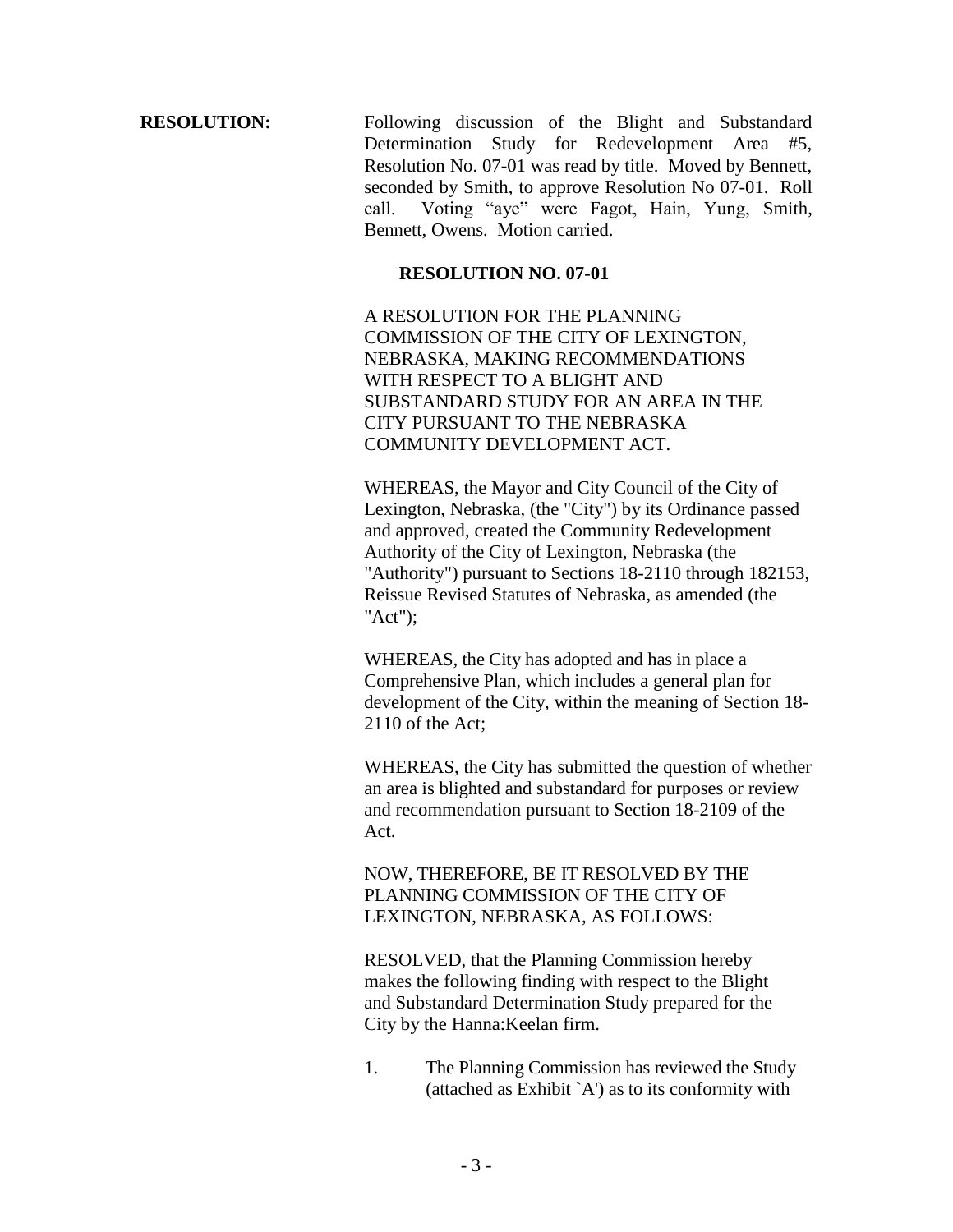**RESOLUTION:** Following discussion of the Blight and Substandard Determination Study for Redevelopment Area #5, Resolution No. 07-01 was read by title. Moved by Bennett, seconded by Smith, to approve Resolution No 07-01. Roll call. Voting "aye" were Fagot, Hain, Yung, Smith, Bennett, Owens. Motion carried.

**RESOLUTION NO. 07-01**

A RESOLUTION FOR THE PLANNING COMMISSION OF THE CITY OF LEXINGTON, NEBRASKA, MAKING RECOMMENDATIONS WITH RESPECT TO A BLIGHT AND SUBSTANDARD STUDY FOR AN AREA IN THE CITY PURSUANT TO THE NEBRASKA COMMUNITY DEVELOPMENT ACT.

WHEREAS, the Mayor and City Council of the City of Lexington, Nebraska, (the "City") by its Ordinance passed and approved, created the Community Redevelopment Authority of the City of Lexington, Nebraska (the "Authority") pursuant to Sections 18-2110 through 182153, Reissue Revised Statutes of Nebraska, as amended (the "Act");

WHEREAS, the City has adopted and has in place a Comprehensive Plan, which includes a general plan for development of the City, within the meaning of Section 18-2110 of the Act;

WHEREAS, the City has submitted the question of whether an area is blighted and substandard for purposes or review and recommendation pursuant to Section 18-2109 of the Act.

NOW, THEREFORE, BE IT RESOLVED BY THE PLANNING COMMISSION OF THE CITY OF LEXINGTON, NEBRASKA, AS FOLLOWS:

RESOLVED, that the Planning Commission hereby makes the following finding with respect to the Blight and Substandard Determination Study prepared for the City by the Hanna:Keelan firm.

1. The Planning Commission has reviewed the Study (attached as Exhibit `A') as to its conformity with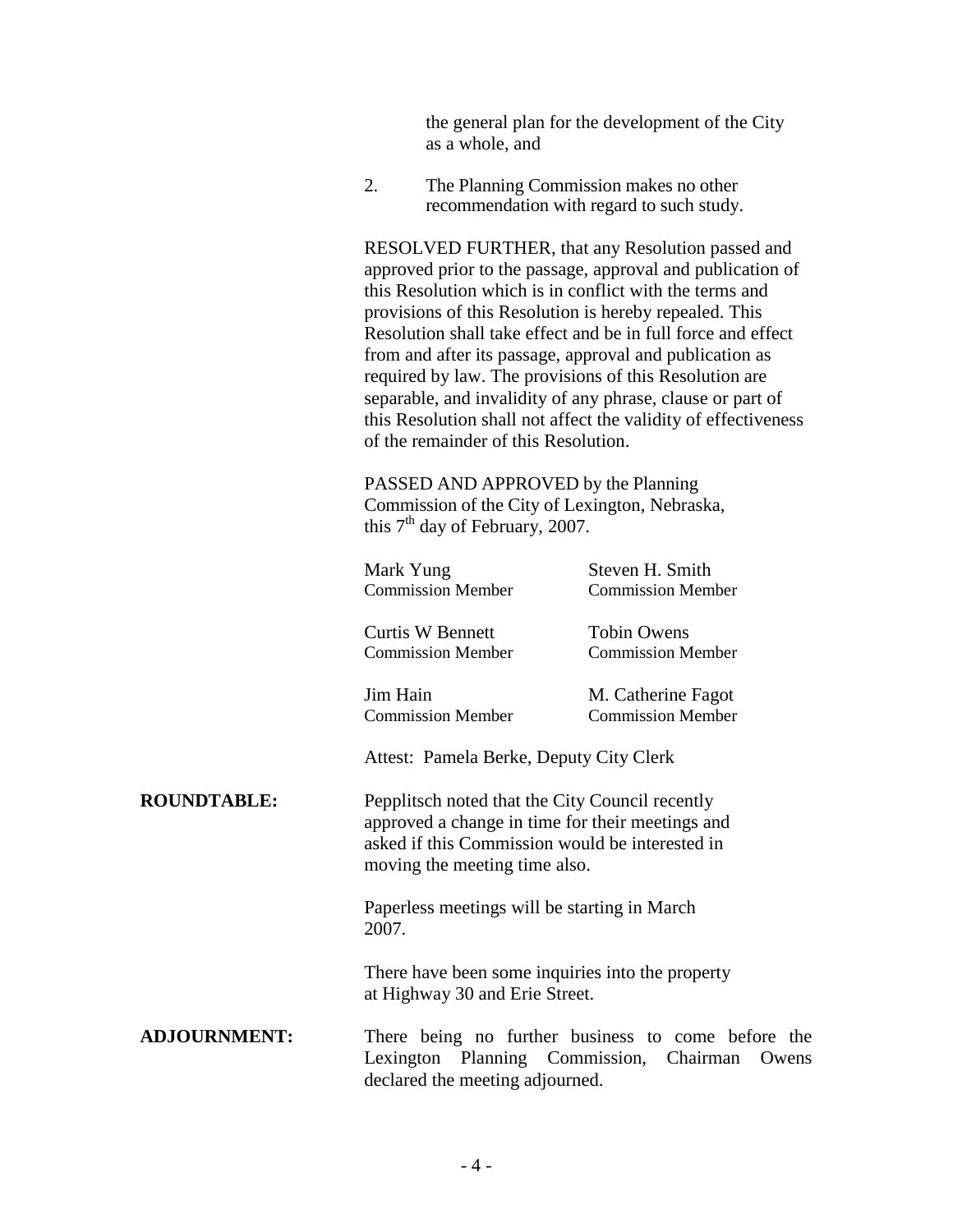the general plan for the development of the City as a whole, and

2. The Planning Commission makes no other recommendation with regard to such study.

RESOLVED FURTHER, that any Resolution passed and approved prior to the passage, approval and publication of this Resolution which is in conflict with the terms and provisions of this Resolution is hereby repealed. This Resolution shall take effect and be in full force and effect from and after its passage, approval and publication as required by law. The provisions of this Resolution are separable, and invalidity of any phrase, clause or part of this Resolution shall not affect the validity of effectiveness of the remainder of this Resolution.

PASSED AND APPROVED by the Planning Commission of the City of Lexington, Nebraska, this 7th day of February, 2007.

| | |
|---|---|
| Mark Yung<br>Commission Member | Steven H. Smith<br>Commission Member |
| Curtis W Bennett<br>Commission Member | Tobin Owens<br>Commission Member |
| Jim Hain<br>Commission Member | M. Catherine Fagot<br>Commission Member |

Attest: Pamela Berke, Deputy City Clerk

**ROUNDTABLE:** Pepplitsch noted that the City Council recently approved a change in time for their meetings and asked if this Commission would be interested in moving the meeting time also.

Paperless meetings will be starting in March 2007.

There have been some inquiries into the property at Highway 30 and Erie Street.

**ADJOURNMENT:** There being no further business to come before the Lexington Planning Commission, Chairman Owens declared the meeting adjourned.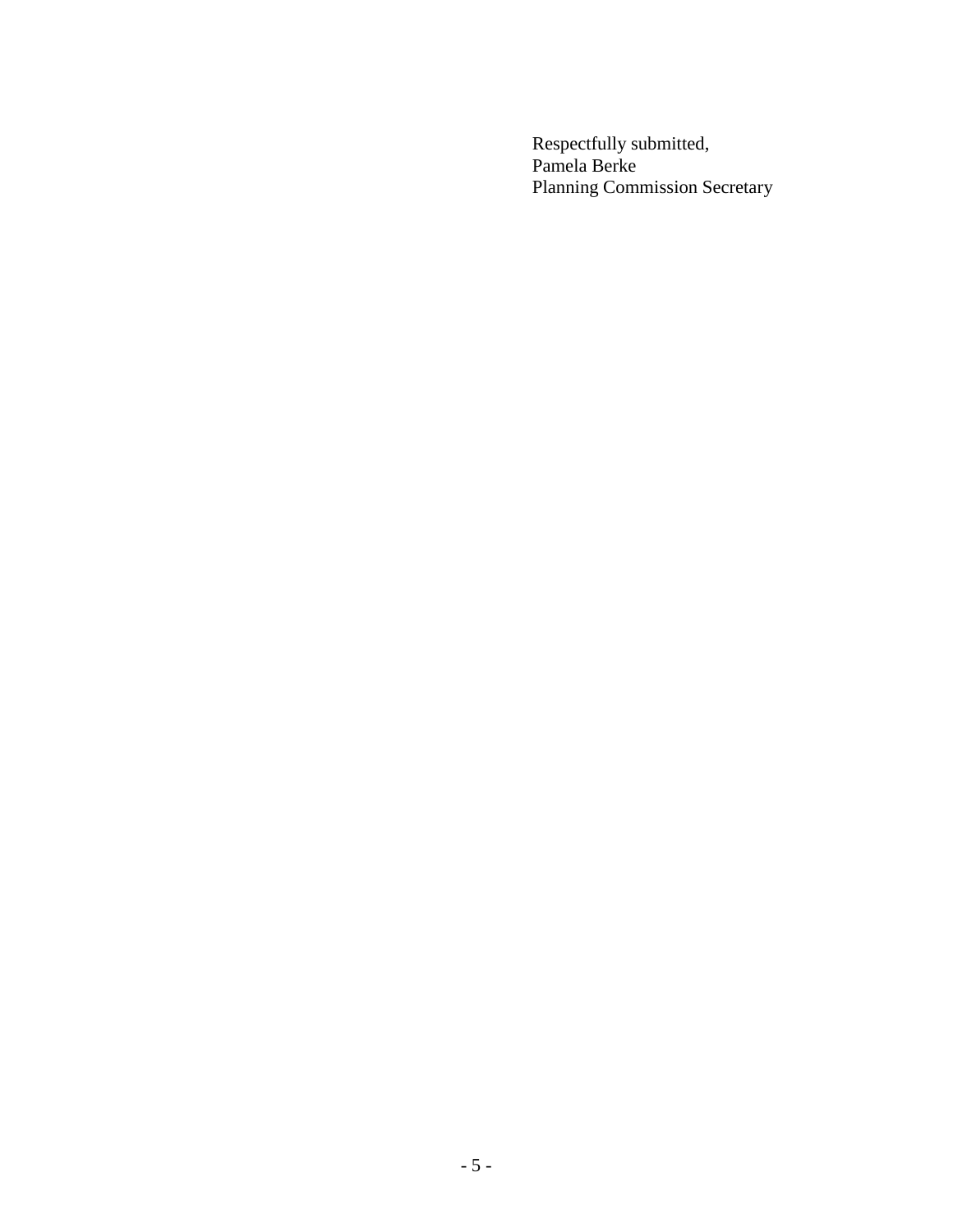Respectfully submitted,
Pamela Berke
Planning Commission Secretary